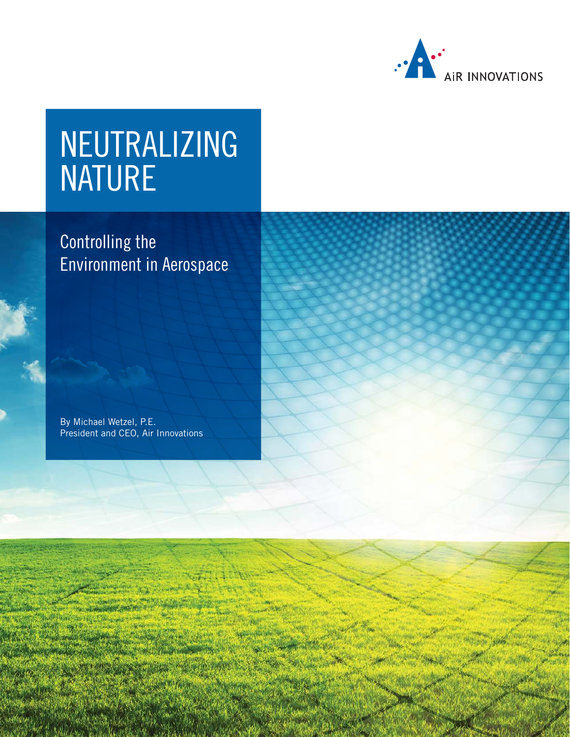AiR INNOVATIONS

# NEUTRALIZING NATURE

## Controlling the Environment in Aerospace

By Michael Wetzel, P.E.
President and CEO, Air Innovations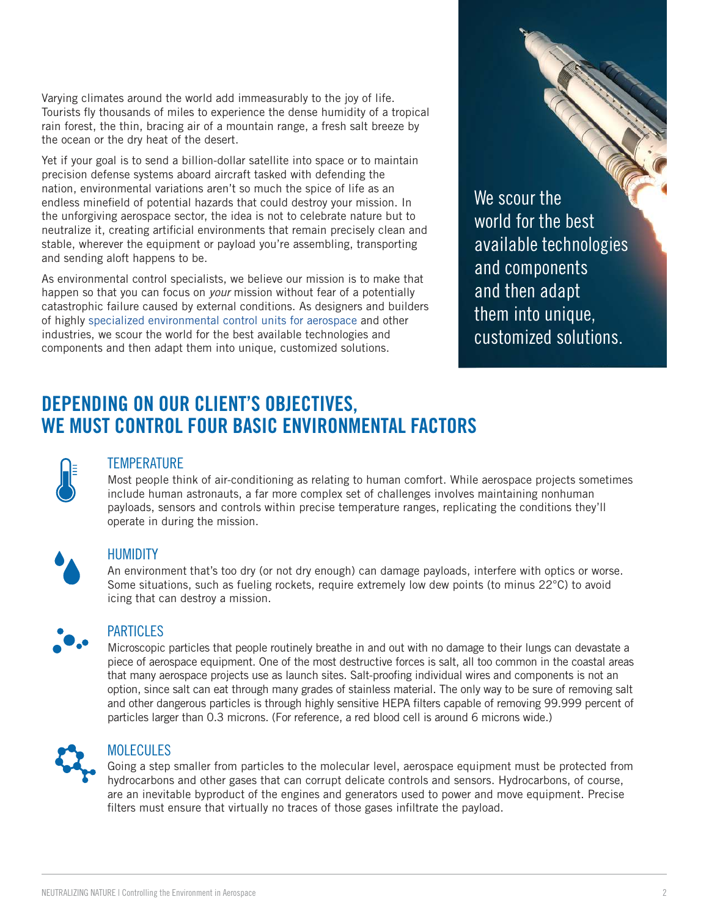Varying climates around the world add immeasurably to the joy of life. Tourists fly thousands of miles to experience the dense humidity of a tropical rain forest, the thin, bracing air of a mountain range, a fresh salt breeze by the ocean or the dry heat of the desert.

Yet if your goal is to send a billion-dollar satellite into space or to maintain precision defense systems aboard aircraft tasked with defending the nation, environmental variations aren't so much the spice of life as an endless minefield of potential hazards that could destroy your mission. In the unforgiving aerospace sector, the idea is not to celebrate nature but to neutralize it, creating artificial environments that remain precisely clean and stable, wherever the equipment or payload you're assembling, transporting and sending aloft happens to be.

As environmental control specialists, we believe our mission is to make that happen so that you can focus on *your* mission without fear of a potentially catastrophic failure caused by external conditions. As designers and builders of highly specialized environmental control units for aerospace and other industries, we scour the world for the best available technologies and components and then adapt them into unique, customized solutions.

We scour the world for the best available technologies and components and then adapt them into unique, customized solutions.

## DEPENDING ON OUR CLIENT'S OBJECTIVES, WE MUST CONTROL FOUR BASIC ENVIRONMENTAL FACTORS

### TEMPERATURE

Most people think of air-conditioning as relating to human comfort. While aerospace projects sometimes include human astronauts, a far more complex set of challenges involves maintaining nonhuman payloads, sensors and controls within precise temperature ranges, replicating the conditions they'll operate in during the mission.

### HUMIDITY

An environment that's too dry (or not dry enough) can damage payloads, interfere with optics or worse. Some situations, such as fueling rockets, require extremely low dew points (to minus 22°C) to avoid icing that can destroy a mission.

### PARTICLES

Microscopic particles that people routinely breathe in and out with no damage to their lungs can devastate a piece of aerospace equipment. One of the most destructive forces is salt, all too common in the coastal areas that many aerospace projects use as launch sites. Salt-proofing individual wires and components is not an option, since salt can eat through many grades of stainless material. The only way to be sure of removing salt and other dangerous particles is through highly sensitive HEPA filters capable of removing 99.999 percent of particles larger than 0.3 microns. (For reference, a red blood cell is around 6 microns wide.)

### MOLECULES

Going a step smaller from particles to the molecular level, aerospace equipment must be protected from hydrocarbons and other gases that can corrupt delicate controls and sensors. Hydrocarbons, of course, are an inevitable byproduct of the engines and generators used to power and move equipment. Precise filters must ensure that virtually no traces of those gases infiltrate the payload.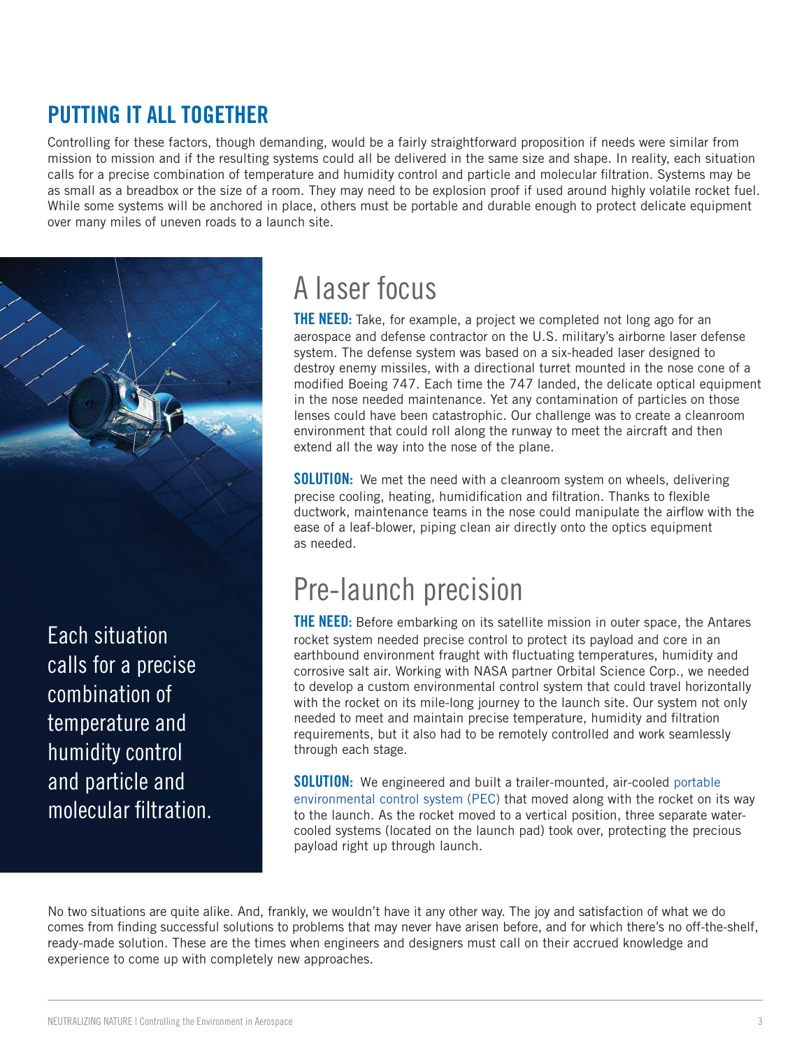## PUTTING IT ALL TOGETHER

Controlling for these factors, though demanding, would be a fairly straightforward proposition if needs were similar from mission to mission and if the resulting systems could all be delivered in the same size and shape. In reality, each situation calls for a precise combination of temperature and humidity control and particle and molecular filtration. Systems may be as small as a breadbox or the size of a room. They may need to be explosion proof if used around highly volatile rocket fuel. While some systems will be anchored in place, others must be portable and durable enough to protect delicate equipment over many miles of uneven roads to a launch site.

Each situation calls for a precise combination of temperature and humidity control and particle and molecular filtration.

# A laser focus

**THE NEED:** Take, for example, a project we completed not long ago for an aerospace and defense contractor on the U.S. military's airborne laser defense system. The defense system was based on a six-headed laser designed to destroy enemy missiles, with a directional turret mounted in the nose cone of a modified Boeing 747. Each time the 747 landed, the delicate optical equipment in the nose needed maintenance. Yet any contamination of particles on those lenses could have been catastrophic. Our challenge was to create a cleanroom environment that could roll along the runway to meet the aircraft and then extend all the way into the nose of the plane.

**SOLUTION:** We met the need with a cleanroom system on wheels, delivering precise cooling, heating, humidification and filtration. Thanks to flexible ductwork, maintenance teams in the nose could manipulate the airflow with the ease of a leaf-blower, piping clean air directly onto the optics equipment as needed.

# Pre-launch precision

**THE NEED:** Before embarking on its satellite mission in outer space, the Antares rocket system needed precise control to protect its payload and core in an earthbound environment fraught with fluctuating temperatures, humidity and corrosive salt air. Working with NASA partner Orbital Science Corp., we needed to develop a custom environmental control system that could travel horizontally with the rocket on its mile-long journey to the launch site. Our system not only needed to meet and maintain precise temperature, humidity and filtration requirements, but it also had to be remotely controlled and work seamlessly through each stage.

**SOLUTION:** We engineered and built a trailer-mounted, air-cooled portable environmental control system (PEC) that moved along with the rocket on its way to the launch. As the rocket moved to a vertical position, three separate water-cooled systems (located on the launch pad) took over, protecting the precious payload right up through launch.

No two situations are quite alike. And, frankly, we wouldn't have it any other way. The joy and satisfaction of what we do comes from finding successful solutions to problems that may never have arisen before, and for which there's no off-the-shelf, ready-made solution. These are the times when engineers and designers must call on their accrued knowledge and experience to come up with completely new approaches.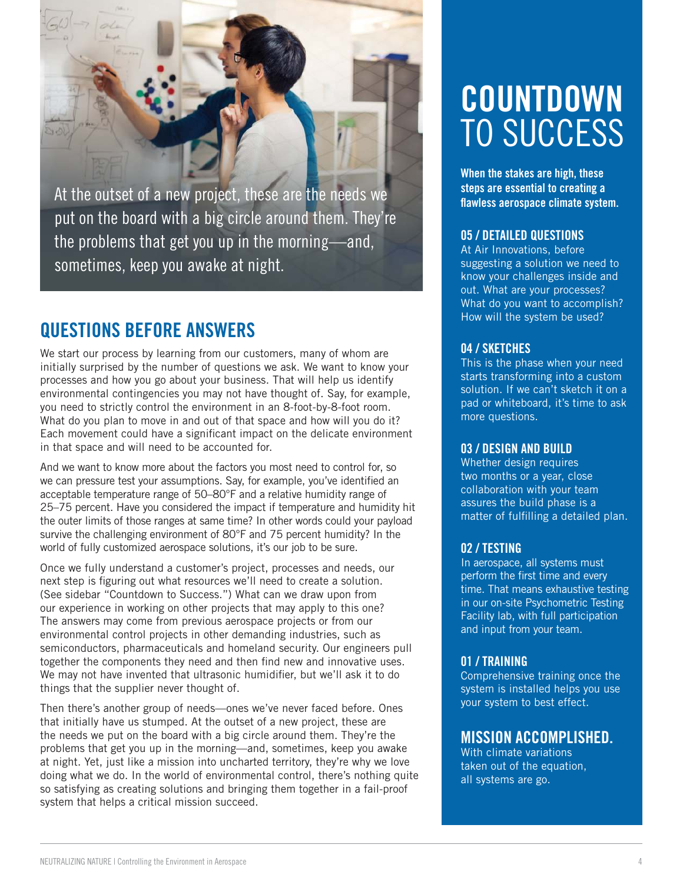At the outset of a new project, these are the needs we put on the board with a big circle around them. They're the problems that get you up in the morning—and, sometimes, keep you awake at night.

## QUESTIONS BEFORE ANSWERS

We start our process by learning from our customers, many of whom are initially surprised by the number of questions we ask. We want to know your processes and how you go about your business. That will help us identify environmental contingencies you may not have thought of. Say, for example, you need to strictly control the environment in an 8-foot-by-8-foot room. What do you plan to move in and out of that space and how will you do it? Each movement could have a significant impact on the delicate environment in that space and will need to be accounted for.

And we want to know more about the factors you most need to control for, so we can pressure test your assumptions. Say, for example, you've identified an acceptable temperature range of 50–80°F and a relative humidity range of 25–75 percent. Have you considered the impact if temperature and humidity hit the outer limits of those ranges at same time? In other words could your payload survive the challenging environment of 80°F and 75 percent humidity? In the world of fully customized aerospace solutions, it's our job to be sure.

Once we fully understand a customer's project, processes and needs, our next step is figuring out what resources we'll need to create a solution. (See sidebar "Countdown to Success.") What can we draw upon from our experience in working on other projects that may apply to this one? The answers may come from previous aerospace projects or from our environmental control projects in other demanding industries, such as semiconductors, pharmaceuticals and homeland security. Our engineers pull together the components they need and then find new and innovative uses. We may not have invented that ultrasonic humidifier, but we'll ask it to do things that the supplier never thought of.

Then there's another group of needs—ones we've never faced before. Ones that initially have us stumped. At the outset of a new project, these are the needs we put on the board with a big circle around them. They're the problems that get you up in the morning—and, sometimes, keep you awake at night. Yet, just like a mission into uncharted territory, they're why we love doing what we do. In the world of environmental control, there's nothing quite so satisfying as creating solutions and bringing them together in a fail-proof system that helps a critical mission succeed.

# COUNTDOWN TO SUCCESS

**When the stakes are high, these steps are essential to creating a flawless aerospace climate system.**

### 05 / DETAILED QUESTIONS

At Air Innovations, before suggesting a solution we need to know your challenges inside and out. What are your processes? What do you want to accomplish? How will the system be used?

### 04 / SKETCHES

This is the phase when your need starts transforming into a custom solution. If we can't sketch it on a pad or whiteboard, it's time to ask more questions.

### 03 / DESIGN AND BUILD

Whether design requires two months or a year, close collaboration with your team assures the build phase is a matter of fulfilling a detailed plan.

### 02 / TESTING

In aerospace, all systems must perform the first time and every time. That means exhaustive testing in our on-site Psychometric Testing Facility lab, with full participation and input from your team.

### 01 / TRAINING

Comprehensive training once the system is installed helps you use your system to best effect.

## MISSION ACCOMPLISHED.

With climate variations taken out of the equation, all systems are go.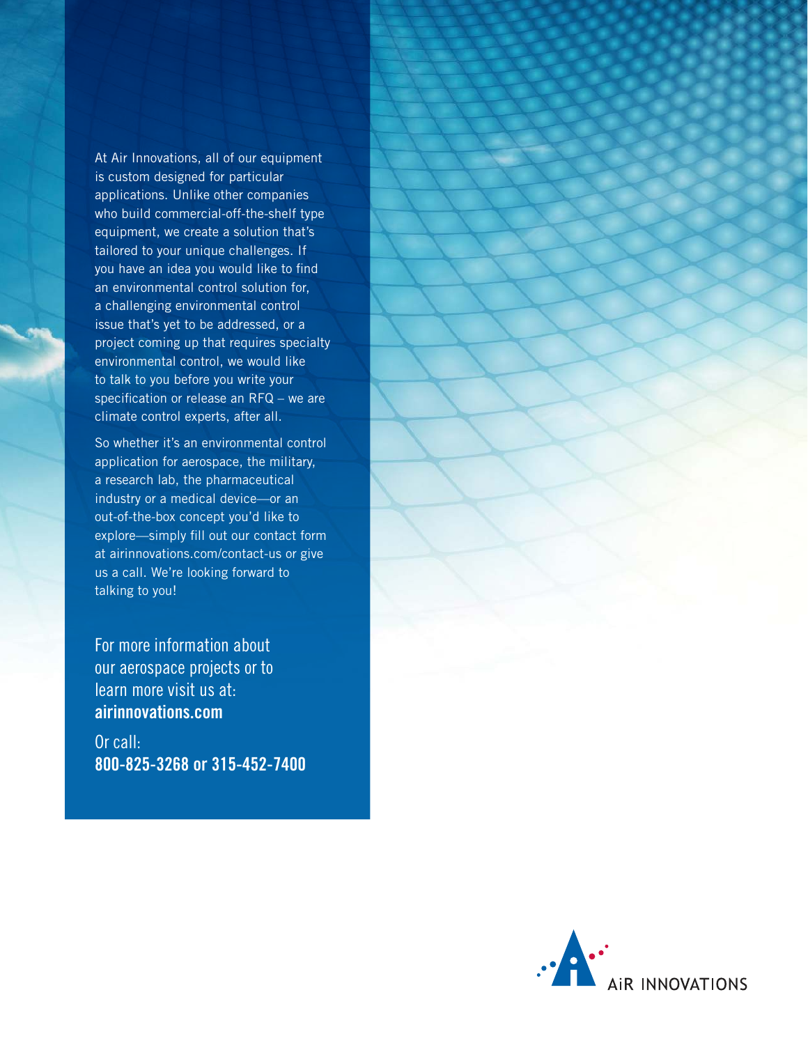At Air Innovations, all of our equipment is custom designed for particular applications. Unlike other companies who build commercial-off-the-shelf type equipment, we create a solution that's tailored to your unique challenges. If you have an idea you would like to find an environmental control solution for, a challenging environmental control issue that's yet to be addressed, or a project coming up that requires specialty environmental control, we would like to talk to you before you write your specification or release an RFQ – we are climate control experts, after all.

So whether it's an environmental control application for aerospace, the military, a research lab, the pharmaceutical industry or a medical device—or an out-of-the-box concept you'd like to explore—simply fill out our contact form at airinnovations.com/contact-us or give us a call. We're looking forward to talking to you!

For more information about our aerospace projects or to learn more visit us at:
**airinnovations.com**

Or call:
**800-825-3268 or 315-452-7400**

AiR INNOVATIONS